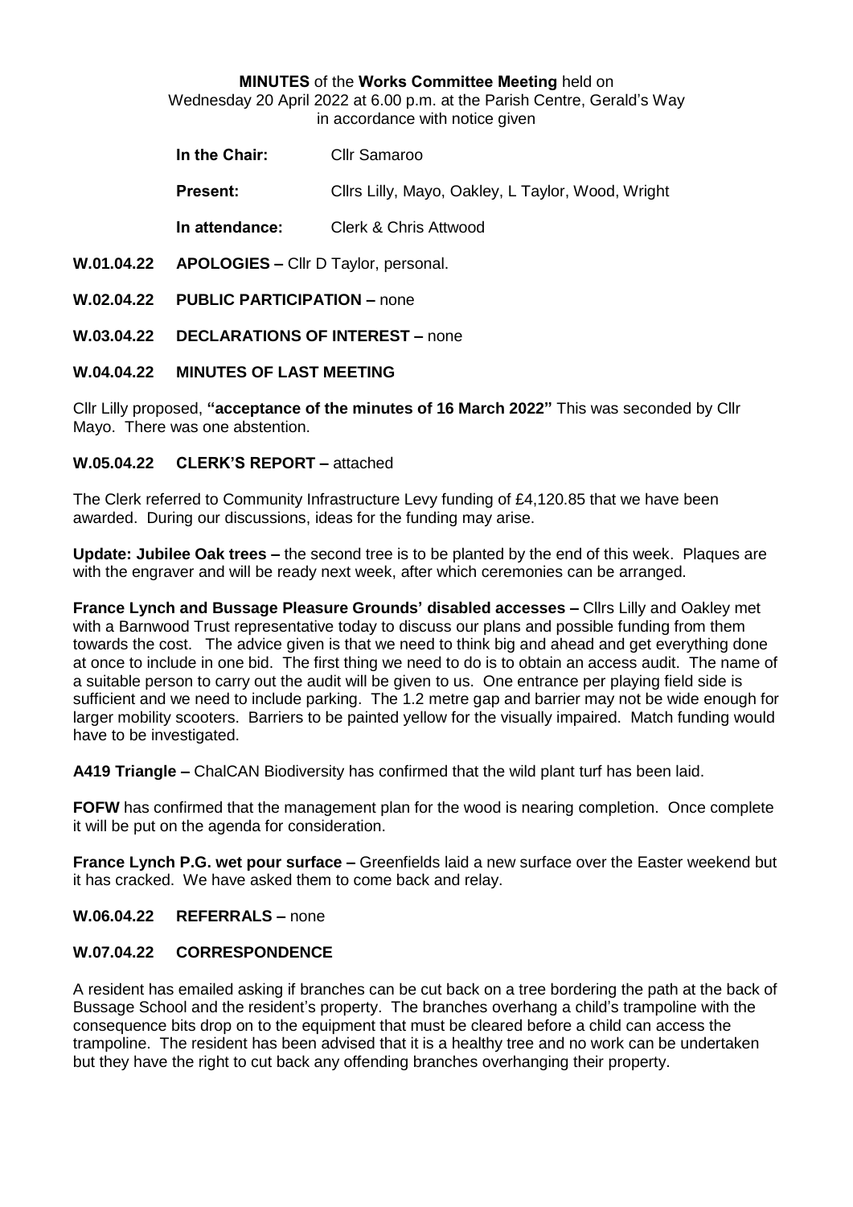**MINUTES** of the **Works Committee Meeting** held on
Wednesday 20 April 2022 at 6.00 p.m. at the Parish Centre, Gerald's Way
in accordance with notice given

**In the Chair:** Cllr Samaroo

**Present:** Cllrs Lilly, Mayo, Oakley, L Taylor, Wood, Wright

**In attendance:** Clerk & Chris Attwood

**W.01.04.22 APOLOGIES –** Cllr D Taylor, personal.

**W.02.04.22 PUBLIC PARTICIPATION –** none

**W.03.04.22 DECLARATIONS OF INTEREST –** none

**W.04.04.22 MINUTES OF LAST MEETING**

Cllr Lilly proposed, **"acceptance of the minutes of 16 March 2022"** This was seconded by Cllr Mayo. There was one abstention.

**W.05.04.22 CLERK'S REPORT –** attached

The Clerk referred to Community Infrastructure Levy funding of £4,120.85 that we have been awarded. During our discussions, ideas for the funding may arise.

**Update: Jubilee Oak trees –** the second tree is to be planted by the end of this week. Plaques are with the engraver and will be ready next week, after which ceremonies can be arranged.

**France Lynch and Bussage Pleasure Grounds' disabled accesses –** Cllrs Lilly and Oakley met with a Barnwood Trust representative today to discuss our plans and possible funding from them towards the cost. The advice given is that we need to think big and ahead and get everything done at once to include in one bid. The first thing we need to do is to obtain an access audit. The name of a suitable person to carry out the audit will be given to us. One entrance per playing field side is sufficient and we need to include parking. The 1.2 metre gap and barrier may not be wide enough for larger mobility scooters. Barriers to be painted yellow for the visually impaired. Match funding would have to be investigated.

**A419 Triangle –** ChalCAN Biodiversity has confirmed that the wild plant turf has been laid.

**FOFW** has confirmed that the management plan for the wood is nearing completion. Once complete it will be put on the agenda for consideration.

**France Lynch P.G. wet pour surface –** Greenfields laid a new surface over the Easter weekend but it has cracked. We have asked them to come back and relay.

**W.06.04.22 REFERRALS –** none

**W.07.04.22 CORRESPONDENCE**

A resident has emailed asking if branches can be cut back on a tree bordering the path at the back of Bussage School and the resident's property. The branches overhang a child's trampoline with the consequence bits drop on to the equipment that must be cleared before a child can access the trampoline. The resident has been advised that it is a healthy tree and no work can be undertaken but they have the right to cut back any offending branches overhanging their property.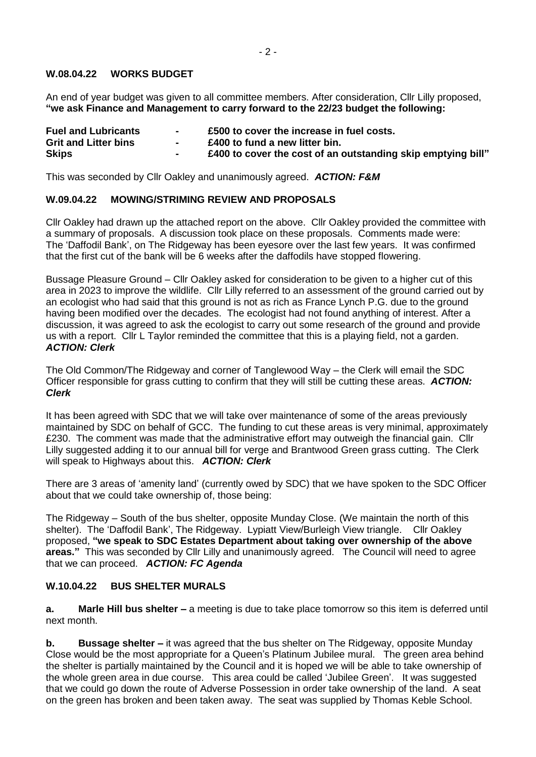### W.08.04.22 WORKS BUDGET

An end of year budget was given to all committee members. After consideration, Cllr Lilly proposed, **"we ask Finance and Management to carry forward to the 22/23 budget the following:**

| | | |
|---|---|---|
| **Fuel and Lubricants** | **-** | **£500 to cover the increase in fuel costs.** |
| **Grit and Litter bins** | **-** | **£400 to fund a new litter bin.** |
| **Skips** | **-** | **£400 to cover the cost of an outstanding skip emptying bill"** |

This was seconded by Cllr Oakley and unanimously agreed. ***ACTION: F&M***

### W.09.04.22 MOWING/STRIMING REVIEW AND PROPOSALS

Cllr Oakley had drawn up the attached report on the above. Cllr Oakley provided the committee with a summary of proposals. A discussion took place on these proposals. Comments made were: The 'Daffodil Bank', on The Ridgeway has been eyesore over the last few years. It was confirmed that the first cut of the bank will be 6 weeks after the daffodils have stopped flowering.

Bussage Pleasure Ground – Cllr Oakley asked for consideration to be given to a higher cut of this area in 2023 to improve the wildlife. Cllr Lilly referred to an assessment of the ground carried out by an ecologist who had said that this ground is not as rich as France Lynch P.G. due to the ground having been modified over the decades. The ecologist had not found anything of interest. After a discussion, it was agreed to ask the ecologist to carry out some research of the ground and provide us with a report. Cllr L Taylor reminded the committee that this is a playing field, not a garden. ***ACTION: Clerk***

The Old Common/The Ridgeway and corner of Tanglewood Way – the Clerk will email the SDC Officer responsible for grass cutting to confirm that they will still be cutting these areas. ***ACTION: Clerk***

It has been agreed with SDC that we will take over maintenance of some of the areas previously maintained by SDC on behalf of GCC. The funding to cut these areas is very minimal, approximately £230. The comment was made that the administrative effort may outweigh the financial gain. Cllr Lilly suggested adding it to our annual bill for verge and Brantwood Green grass cutting. The Clerk will speak to Highways about this. ***ACTION: Clerk***

There are 3 areas of 'amenity land' (currently owed by SDC) that we have spoken to the SDC Officer about that we could take ownership of, those being:

The Ridgeway – South of the bus shelter, opposite Munday Close. (We maintain the north of this shelter). The 'Daffodil Bank', The Ridgeway. Lypiatt View/Burleigh View triangle. Cllr Oakley proposed, **"we speak to SDC Estates Department about taking over ownership of the above areas."** This was seconded by Cllr Lilly and unanimously agreed. The Council will need to agree that we can proceed. ***ACTION: FC Agenda***

### W.10.04.22 BUS SHELTER MURALS

**a. Marle Hill bus shelter –** a meeting is due to take place tomorrow so this item is deferred until next month.

**b. Bussage shelter –** it was agreed that the bus shelter on The Ridgeway, opposite Munday Close would be the most appropriate for a Queen's Platinum Jubilee mural. The green area behind the shelter is partially maintained by the Council and it is hoped we will be able to take ownership of the whole green area in due course. This area could be called 'Jubilee Green'. It was suggested that we could go down the route of Adverse Possession in order take ownership of the land. A seat on the green has broken and been taken away. The seat was supplied by Thomas Keble School.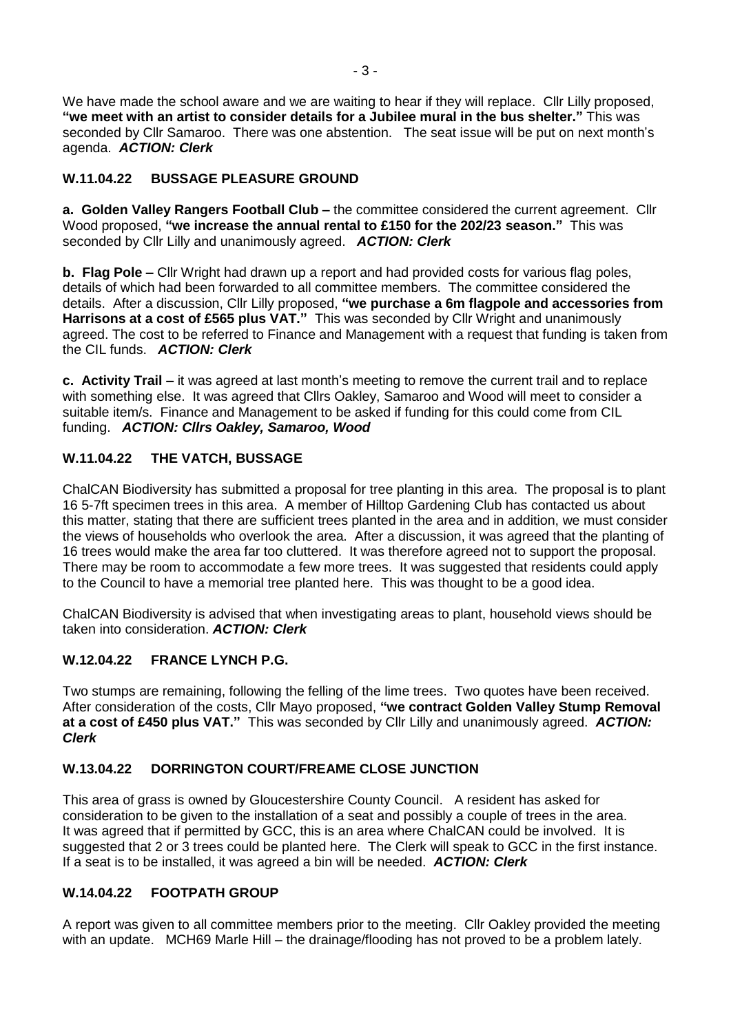We have made the school aware and we are waiting to hear if they will replace. Cllr Lilly proposed, **"we meet with an artist to consider details for a Jubilee mural in the bus shelter."** This was seconded by Cllr Samaroo. There was one abstention. The seat issue will be put on next month's agenda. ***ACTION: Clerk***

## W.11.04.22 BUSSAGE PLEASURE GROUND

**a. Golden Valley Rangers Football Club –** the committee considered the current agreement. Cllr Wood proposed, **"we increase the annual rental to £150 for the 202/23 season."** This was seconded by Cllr Lilly and unanimously agreed. ***ACTION: Clerk***

**b. Flag Pole –** Cllr Wright had drawn up a report and had provided costs for various flag poles, details of which had been forwarded to all committee members. The committee considered the details. After a discussion, Cllr Lilly proposed, **"we purchase a 6m flagpole and accessories from Harrisons at a cost of £565 plus VAT."** This was seconded by Cllr Wright and unanimously agreed. The cost to be referred to Finance and Management with a request that funding is taken from the CIL funds. ***ACTION: Clerk***

**c. Activity Trail –** it was agreed at last month's meeting to remove the current trail and to replace with something else. It was agreed that Cllrs Oakley, Samaroo and Wood will meet to consider a suitable item/s. Finance and Management to be asked if funding for this could come from CIL funding. ***ACTION: Cllrs Oakley, Samaroo, Wood***

## W.11.04.22 THE VATCH, BUSSAGE

ChalCAN Biodiversity has submitted a proposal for tree planting in this area. The proposal is to plant 16 5-7ft specimen trees in this area. A member of Hilltop Gardening Club has contacted us about this matter, stating that there are sufficient trees planted in the area and in addition, we must consider the views of households who overlook the area. After a discussion, it was agreed that the planting of 16 trees would make the area far too cluttered. It was therefore agreed not to support the proposal. There may be room to accommodate a few more trees. It was suggested that residents could apply to the Council to have a memorial tree planted here. This was thought to be a good idea.

ChalCAN Biodiversity is advised that when investigating areas to plant, household views should be taken into consideration. ***ACTION: Clerk***

## W.12.04.22 FRANCE LYNCH P.G.

Two stumps are remaining, following the felling of the lime trees. Two quotes have been received. After consideration of the costs, Cllr Mayo proposed, **"we contract Golden Valley Stump Removal at a cost of £450 plus VAT."** This was seconded by Cllr Lilly and unanimously agreed. ***ACTION: Clerk***

## W.13.04.22 DORRINGTON COURT/FREAME CLOSE JUNCTION

This area of grass is owned by Gloucestershire County Council. A resident has asked for consideration to be given to the installation of a seat and possibly a couple of trees in the area. It was agreed that if permitted by GCC, this is an area where ChalCAN could be involved. It is suggested that 2 or 3 trees could be planted here. The Clerk will speak to GCC in the first instance. If a seat is to be installed, it was agreed a bin will be needed. ***ACTION: Clerk***

## W.14.04.22 FOOTPATH GROUP

A report was given to all committee members prior to the meeting. Cllr Oakley provided the meeting with an update. MCH69 Marle Hill – the drainage/flooding has not proved to be a problem lately.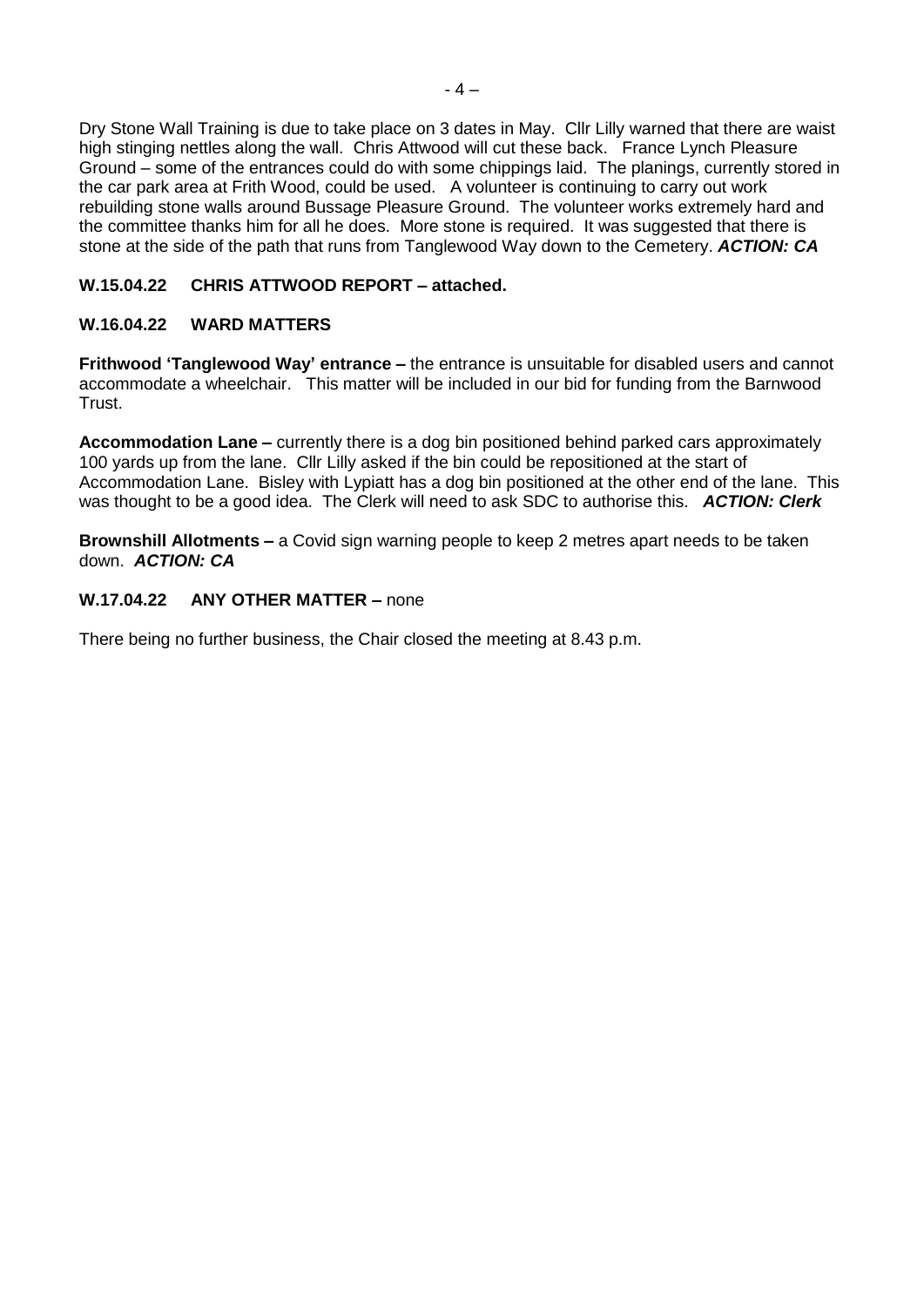Dry Stone Wall Training is due to take place on 3 dates in May. Cllr Lilly warned that there are waist high stinging nettles along the wall. Chris Attwood will cut these back. France Lynch Pleasure Ground – some of the entrances could do with some chippings laid. The planings, currently stored in the car park area at Frith Wood, could be used. A volunteer is continuing to carry out work rebuilding stone walls around Bussage Pleasure Ground. The volunteer works extremely hard and the committee thanks him for all he does. More stone is required. It was suggested that there is stone at the side of the path that runs from Tanglewood Way down to the Cemetery. ***ACTION: CA***

**W.15.04.22 CHRIS ATTWOOD REPORT – attached.**

**W.16.04.22 WARD MATTERS**

**Frithwood 'Tanglewood Way' entrance –** the entrance is unsuitable for disabled users and cannot accommodate a wheelchair. This matter will be included in our bid for funding from the Barnwood Trust.

**Accommodation Lane –** currently there is a dog bin positioned behind parked cars approximately 100 yards up from the lane. Cllr Lilly asked if the bin could be repositioned at the start of Accommodation Lane. Bisley with Lypiatt has a dog bin positioned at the other end of the lane. This was thought to be a good idea. The Clerk will need to ask SDC to authorise this. ***ACTION: Clerk***

**Brownshill Allotments –** a Covid sign warning people to keep 2 metres apart needs to be taken down. ***ACTION: CA***

**W.17.04.22 ANY OTHER MATTER –** none

There being no further business, the Chair closed the meeting at 8.43 p.m.